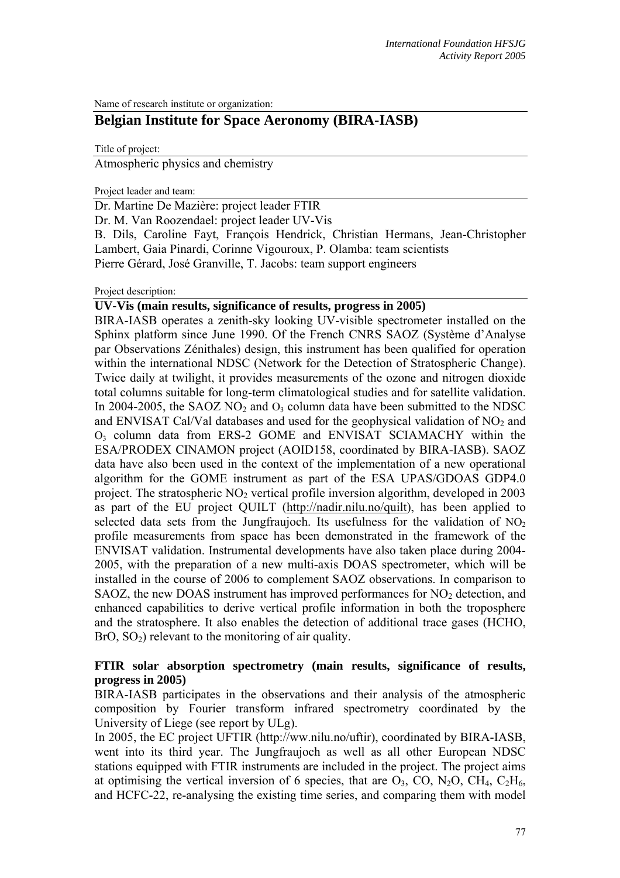Name of research institute or organization:

# Belgian Institute for Space Aeronomy (BIRA-IASB)

Title of project:

Atmospheric physics and chemistry

Project leader and team:

Dr. Martine De Mazière: project leader FTIR

Dr. M. Van Roozendael: project leader UV-Vis

B. Dils, Caroline Fayt, François Hendrick, Christian Hermans, Jean-Christopher Lambert, Gaia Pinardi, Corinne Vigouroux, P. Olamba: team scientists

Pierre Gérard, José Granville, T. Jacobs: team support engineers

Project description:

**UV-Vis (main results, significance of results, progress in 2005)**

BIRA-IASB operates a zenith-sky looking UV-visible spectrometer installed on the Sphinx platform since June 1990. Of the French CNRS SAOZ (Système d'Analyse par Observations Zénithales) design, this instrument has been qualified for operation within the international NDSC (Network for the Detection of Stratospheric Change). Twice daily at twilight, it provides measurements of the ozone and nitrogen dioxide total columns suitable for long-term climatological studies and for satellite validation. In 2004-2005, the SAOZ $NO_2$ and $O_3$ column data have been submitted to the NDSC and ENVISAT Cal/Val databases and used for the geophysical validation of $NO_2$ and $O_3$ column data from ERS-2 GOME and ENVISAT SCIAMACHY within the ESA/PRODEX CINAMON project (AOID158, coordinated by BIRA-IASB). SAOZ data have also been used in the context of the implementation of a new operational algorithm for the GOME instrument as part of the ESA UPAS/GDOAS GDP4.0 project. The stratospheric $NO_2$ vertical profile inversion algorithm, developed in 2003 as part of the EU project QUILT (http://nadir.nilu.no/quilt), has been applied to selected data sets from the Jungfraujoch. Its usefulness for the validation of $NO_2$ profile measurements from space has been demonstrated in the framework of the ENVISAT validation. Instrumental developments have also taken place during 2004-2005, with the preparation of a new multi-axis DOAS spectrometer, which will be installed in the course of 2006 to complement SAOZ observations. In comparison to SAOZ, the new DOAS instrument has improved performances for $NO_2$ detection, and enhanced capabilities to derive vertical profile information in both the troposphere and the stratosphere. It also enables the detection of additional trace gases (HCHO, BrO, $SO_2$) relevant to the monitoring of air quality.

**FTIR solar absorption spectrometry (main results, significance of results, progress in 2005)**

BIRA-IASB participates in the observations and their analysis of the atmospheric composition by Fourier transform infrared spectrometry coordinated by the University of Liege (see report by ULg).

In 2005, the EC project UFTIR (http://ww.nilu.no/uftir), coordinated by BIRA-IASB, went into its third year. The Jungfraujoch as well as all other European NDSC stations equipped with FTIR instruments are included in the project. The project aims at optimising the vertical inversion of 6 species, that are $O_3$, CO, $N_2O$, $CH_4$, $C_2H_6$, and HCFC-22, re-analysing the existing time series, and comparing them with model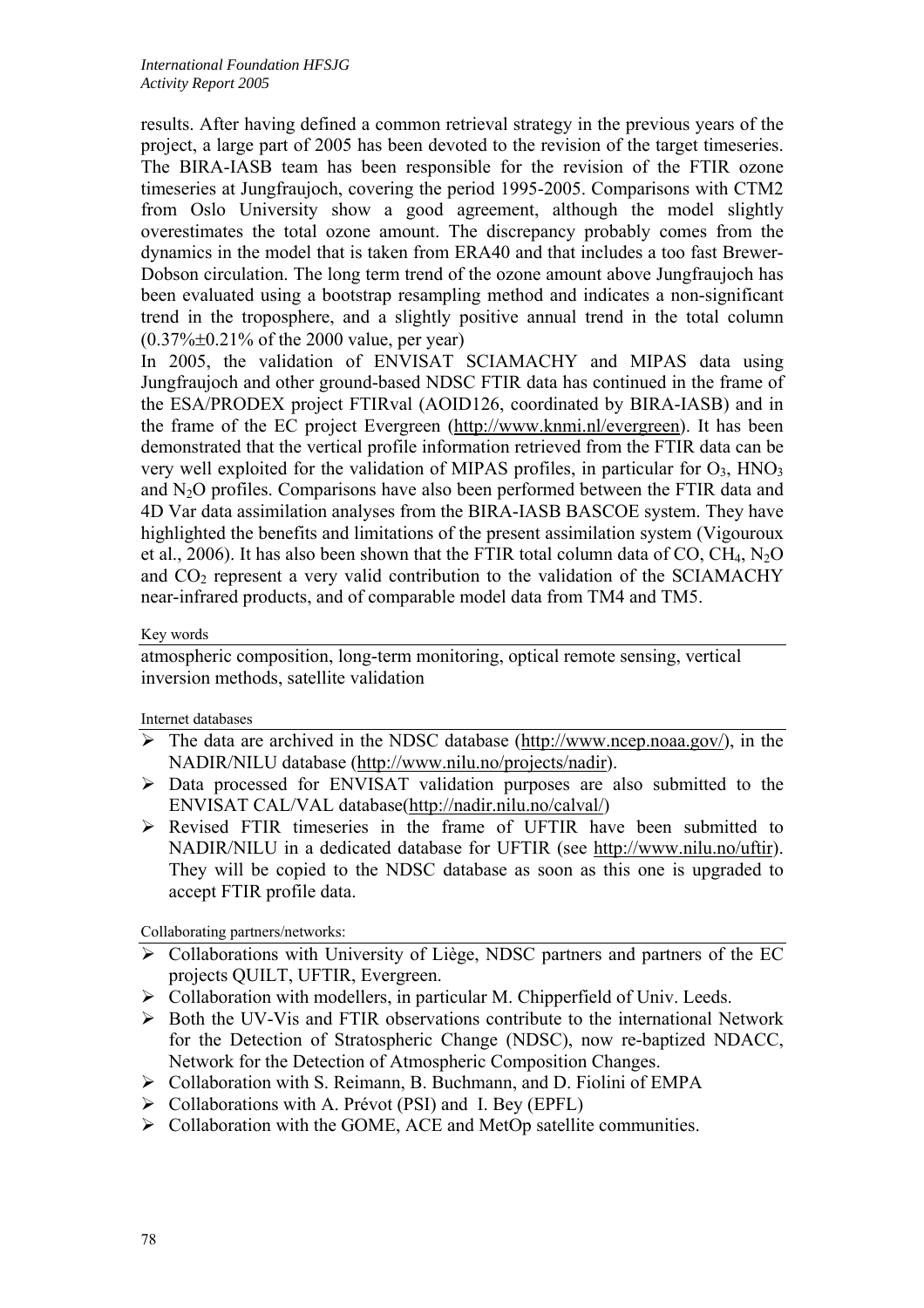results. After having defined a common retrieval strategy in the previous years of the project, a large part of 2005 has been devoted to the revision of the target timeseries. The BIRA-IASB team has been responsible for the revision of the FTIR ozone timeseries at Jungfraujoch, covering the period 1995-2005. Comparisons with CTM2 from Oslo University show a good agreement, although the model slightly overestimates the total ozone amount. The discrepancy probably comes from the dynamics in the model that is taken from ERA40 and that includes a too fast Brewer-Dobson circulation. The long term trend of the ozone amount above Jungfraujoch has been evaluated using a bootstrap resampling method and indicates a non-significant trend in the troposphere, and a slightly positive annual trend in the total column (0.37%±0.21% of the 2000 value, per year)

In 2005, the validation of ENVISAT SCIAMACHY and MIPAS data using Jungfraujoch and other ground-based NDSC FTIR data has continued in the frame of the ESA/PRODEX project FTIRval (AOID126, coordinated by BIRA-IASB) and in the frame of the EC project Evergreen (http://www.knmi.nl/evergreen). It has been demonstrated that the vertical profile information retrieved from the FTIR data can be very well exploited for the validation of MIPAS profiles, in particular for $O_3$, $HNO_3$ and $N_2O$ profiles. Comparisons have also been performed between the FTIR data and 4D Var data assimilation analyses from the BIRA-IASB BASCOE system. They have highlighted the benefits and limitations of the present assimilation system (Vigouroux et al., 2006). It has also been shown that the FTIR total column data of CO, $CH_4$, $N_2O$ and $CO_2$ represent a very valid contribution to the validation of the SCIAMACHY near-infrared products, and of comparable model data from TM4 and TM5.

Key words

atmospheric composition, long-term monitoring, optical remote sensing, vertical inversion methods, satellite validation

Internet databases

- The data are archived in the NDSC database (http://www.ncep.noaa.gov/), in the NADIR/NILU database (http://www.nilu.no/projects/nadir).
- Data processed for ENVISAT validation purposes are also submitted to the ENVISAT CAL/VAL database(http://nadir.nilu.no/calval/)
- Revised FTIR timeseries in the frame of UFTIR have been submitted to NADIR/NILU in a dedicated database for UFTIR (see http://www.nilu.no/uftir). They will be copied to the NDSC database as soon as this one is upgraded to accept FTIR profile data.

Collaborating partners/networks:

- Collaborations with University of Liège, NDSC partners and partners of the EC projects QUILT, UFTIR, Evergreen.
- Collaboration with modellers, in particular M. Chipperfield of Univ. Leeds.
- Both the UV-Vis and FTIR observations contribute to the international Network for the Detection of Stratospheric Change (NDSC), now re-baptized NDACC, Network for the Detection of Atmospheric Composition Changes.
- Collaboration with S. Reimann, B. Buchmann, and D. Fiolini of EMPA
- Collaborations with A. Prévot (PSI) and I. Bey (EPFL)
- Collaboration with the GOME, ACE and MetOp satellite communities.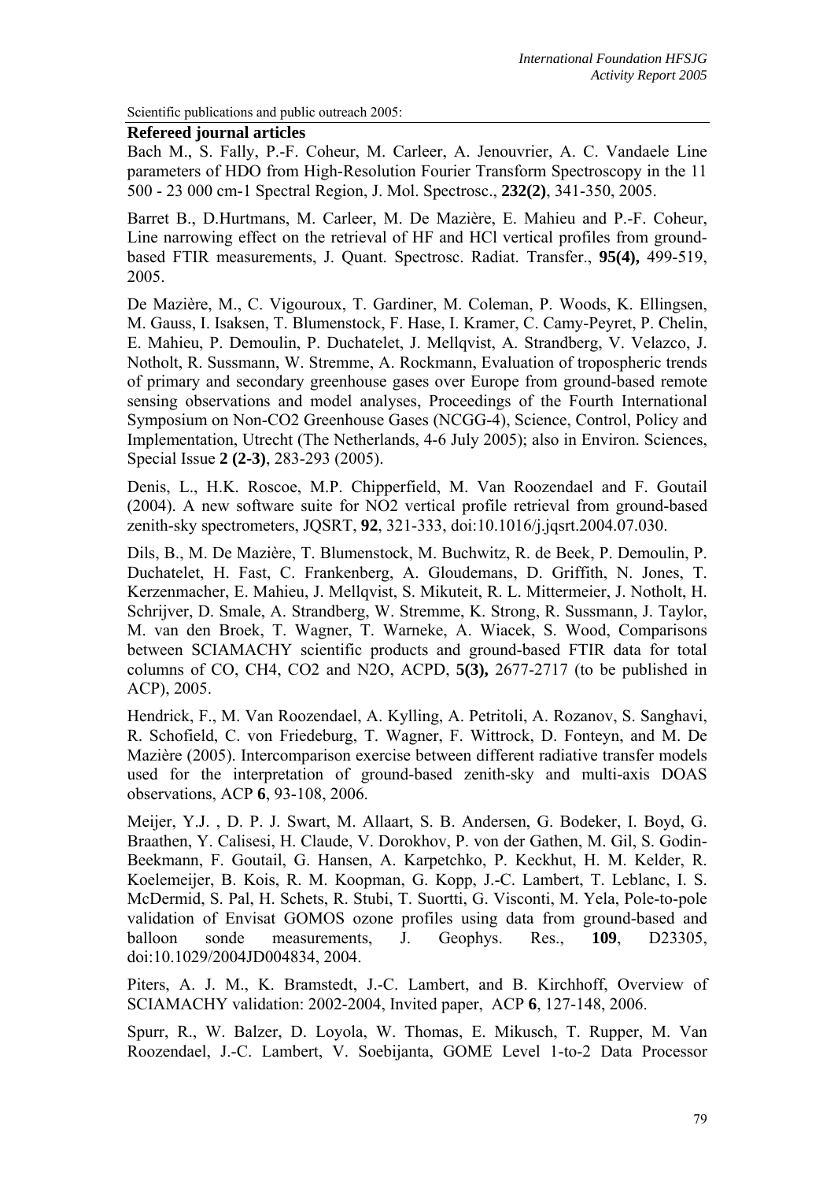Scientific publications and public outreach 2005:

**Refereed journal articles**

Bach M., S. Fally, P.-F. Coheur, M. Carleer, A. Jenouvrier, A. C. Vandaele Line parameters of HDO from High-Resolution Fourier Transform Spectroscopy in the 11 500 - 23 000 cm-1 Spectral Region, J. Mol. Spectrosc., **232(2)**, 341-350, 2005.

Barret B., D.Hurtmans, M. Carleer, M. De Mazière, E. Mahieu and P.-F. Coheur, Line narrowing effect on the retrieval of HF and HCl vertical profiles from ground-based FTIR measurements, J. Quant. Spectrosc. Radiat. Transfer., **95(4),** 499-519, 2005.

De Mazière, M., C. Vigouroux, T. Gardiner, M. Coleman, P. Woods, K. Ellingsen, M. Gauss, I. Isaksen, T. Blumenstock, F. Hase, I. Kramer, C. Camy-Peyret, P. Chelin, E. Mahieu, P. Demoulin, P. Duchatelet, J. Mellqvist, A. Strandberg, V. Velazco, J. Notholt, R. Sussmann, W. Stremme, A. Rockmann, Evaluation of tropospheric trends of primary and secondary greenhouse gases over Europe from ground-based remote sensing observations and model analyses, Proceedings of the Fourth International Symposium on Non-CO2 Greenhouse Gases (NCGG-4), Science, Control, Policy and Implementation, Utrecht (The Netherlands, 4-6 July 2005); also in Environ. Sciences, Special Issue **2 (2-3)**, 283-293 (2005).

Denis, L., H.K. Roscoe, M.P. Chipperfield, M. Van Roozendael and F. Goutail (2004). A new software suite for NO2 vertical profile retrieval from ground-based zenith-sky spectrometers, JQSRT, **92**, 321-333, doi:10.1016/j.jqsrt.2004.07.030.

Dils, B., M. De Mazière, T. Blumenstock, M. Buchwitz, R. de Beek, P. Demoulin, P. Duchatelet, H. Fast, C. Frankenberg, A. Gloudemans, D. Griffith, N. Jones, T. Kerzenmacher, E. Mahieu, J. Mellqvist, S. Mikuteit, R. L. Mittermeier, J. Notholt, H. Schrijver, D. Smale, A. Strandberg, W. Stremme, K. Strong, R. Sussmann, J. Taylor, M. van den Broek, T. Wagner, T. Warneke, A. Wiacek, S. Wood, Comparisons between SCIAMACHY scientific products and ground-based FTIR data for total columns of CO, CH4, CO2 and N2O, ACPD, **5(3),** 2677-2717 (to be published in ACP), 2005.

Hendrick, F., M. Van Roozendael, A. Kylling, A. Petritoli, A. Rozanov, S. Sanghavi, R. Schofield, C. von Friedeburg, T. Wagner, F. Wittrock, D. Fonteyn, and M. De Mazière (2005). Intercomparison exercise between different radiative transfer models used for the interpretation of ground-based zenith-sky and multi-axis DOAS observations, ACP **6**, 93-108, 2006.

Meijer, Y.J. , D. P. J. Swart, M. Allaart, S. B. Andersen, G. Bodeker, I. Boyd, G. Braathen, Y. Calisesi, H. Claude, V. Dorokhov, P. von der Gathen, M. Gil, S. Godin-Beekmann, F. Goutail, G. Hansen, A. Karpetchko, P. Keckhut, H. M. Kelder, R. Koelemeijer, B. Kois, R. M. Koopman, G. Kopp, J.-C. Lambert, T. Leblanc, I. S. McDermid, S. Pal, H. Schets, R. Stubi, T. Suortti, G. Visconti, M. Yela, Pole-to-pole validation of Envisat GOMOS ozone profiles using data from ground-based and balloon sonde measurements, J. Geophys. Res., **109**, D23305, doi:10.1029/2004JD004834, 2004.

Piters, A. J. M., K. Bramstedt, J.-C. Lambert, and B. Kirchhoff, Overview of SCIAMACHY validation: 2002-2004, Invited paper, ACP **6**, 127-148, 2006.

Spurr, R., W. Balzer, D. Loyola, W. Thomas, E. Mikusch, T. Rupper, M. Van Roozendael, J.-C. Lambert, V. Soebijanta, GOME Level 1-to-2 Data Processor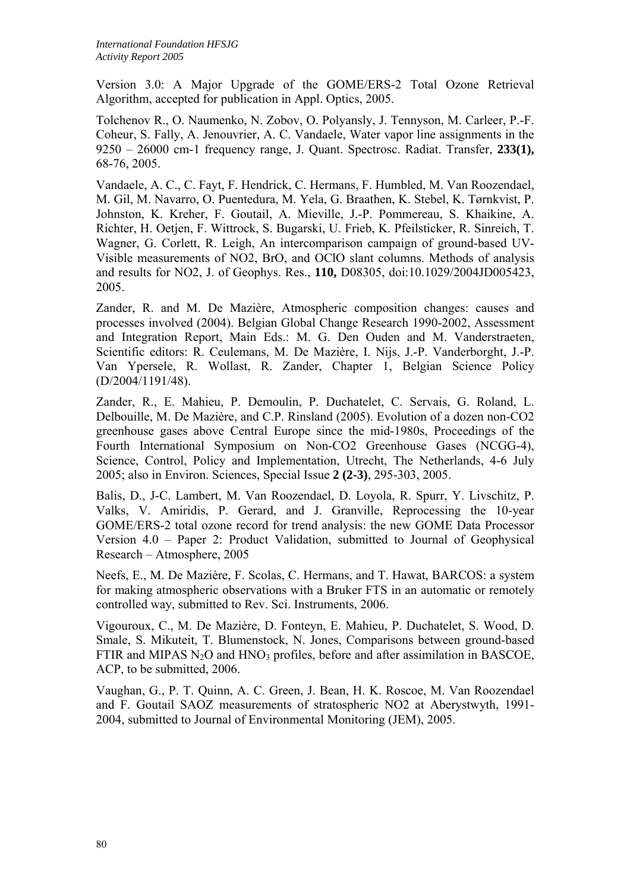Version 3.0: A Major Upgrade of the GOME/ERS-2 Total Ozone Retrieval Algorithm, accepted for publication in Appl. Optics, 2005.

Tolchenov R., O. Naumenko, N. Zobov, O. Polyansly, J. Tennyson, M. Carleer, P.-F. Coheur, S. Fally, A. Jenouvrier, A. C. Vandaele, Water vapor line assignments in the 9250 – 26000 cm-1 frequency range, J. Quant. Spectrosc. Radiat. Transfer, **233(1),** 68-76, 2005.

Vandaele, A. C., C. Fayt, F. Hendrick, C. Hermans, F. Humbled, M. Van Roozendael, M. Gil, M. Navarro, O. Puentedura, M. Yela, G. Braathen, K. Stebel, K. Tørnkvist, P. Johnston, K. Kreher, F. Goutail, A. Mieville, J.-P. Pommereau, S. Khaikine, A. Richter, H. Oetjen, F. Wittrock, S. Bugarski, U. Frieb, K. Pfeilsticker, R. Sinreich, T. Wagner, G. Corlett, R. Leigh, An intercomparison campaign of ground-based UV-Visible measurements of NO2, BrO, and OClO slant columns. Methods of analysis and results for NO2, J. of Geophys. Res., **110,** D08305, doi:10.1029/2004JD005423, 2005.

Zander, R. and M. De Mazière, Atmospheric composition changes: causes and processes involved (2004). Belgian Global Change Research 1990-2002, Assessment and Integration Report, Main Eds.: M. G. Den Ouden and M. Vanderstraeten, Scientific editors: R. Ceulemans, M. De Mazière, I. Nijs, J.-P. Vanderborght, J.-P. Van Ypersele, R. Wollast, R. Zander, Chapter 1, Belgian Science Policy (D/2004/1191/48).

Zander, R., E. Mahieu, P. Demoulin, P. Duchatelet, C. Servais, G. Roland, L. Delbouille, M. De Mazière, and C.P. Rinsland (2005). Evolution of a dozen non-CO2 greenhouse gases above Central Europe since the mid-1980s, Proceedings of the Fourth International Symposium on Non-CO2 Greenhouse Gases (NCGG-4), Science, Control, Policy and Implementation, Utrecht, The Netherlands, 4-6 July 2005; also in Environ. Sciences, Special Issue **2 (2-3)**, 295-303, 2005.

Balis, D., J-C. Lambert, M. Van Roozendael, D. Loyola, R. Spurr, Y. Livschitz, P. Valks, V. Amiridis, P. Gerard, and J. Granville, Reprocessing the 10-year GOME/ERS-2 total ozone record for trend analysis: the new GOME Data Processor Version 4.0 – Paper 2: Product Validation, submitted to Journal of Geophysical Research – Atmosphere, 2005

Neefs, E., M. De Mazière, F. Scolas, C. Hermans, and T. Hawat, BARCOS: a system for making atmospheric observations with a Bruker FTS in an automatic or remotely controlled way, submitted to Rev. Sci. Instruments, 2006.

Vigouroux, C., M. De Mazière, D. Fonteyn, E. Mahieu, P. Duchatelet, S. Wood, D. Smale, S. Mikuteit, T. Blumenstock, N. Jones, Comparisons between ground-based FTIR and MIPAS $N_2O$ and $HNO_3$ profiles, before and after assimilation in BASCOE, ACP, to be submitted, 2006.

Vaughan, G., P. T. Quinn, A. C. Green, J. Bean, H. K. Roscoe, M. Van Roozendael and F. Goutail SAOZ measurements of stratospheric NO2 at Aberystwyth, 1991-2004, submitted to Journal of Environmental Monitoring (JEM), 2005.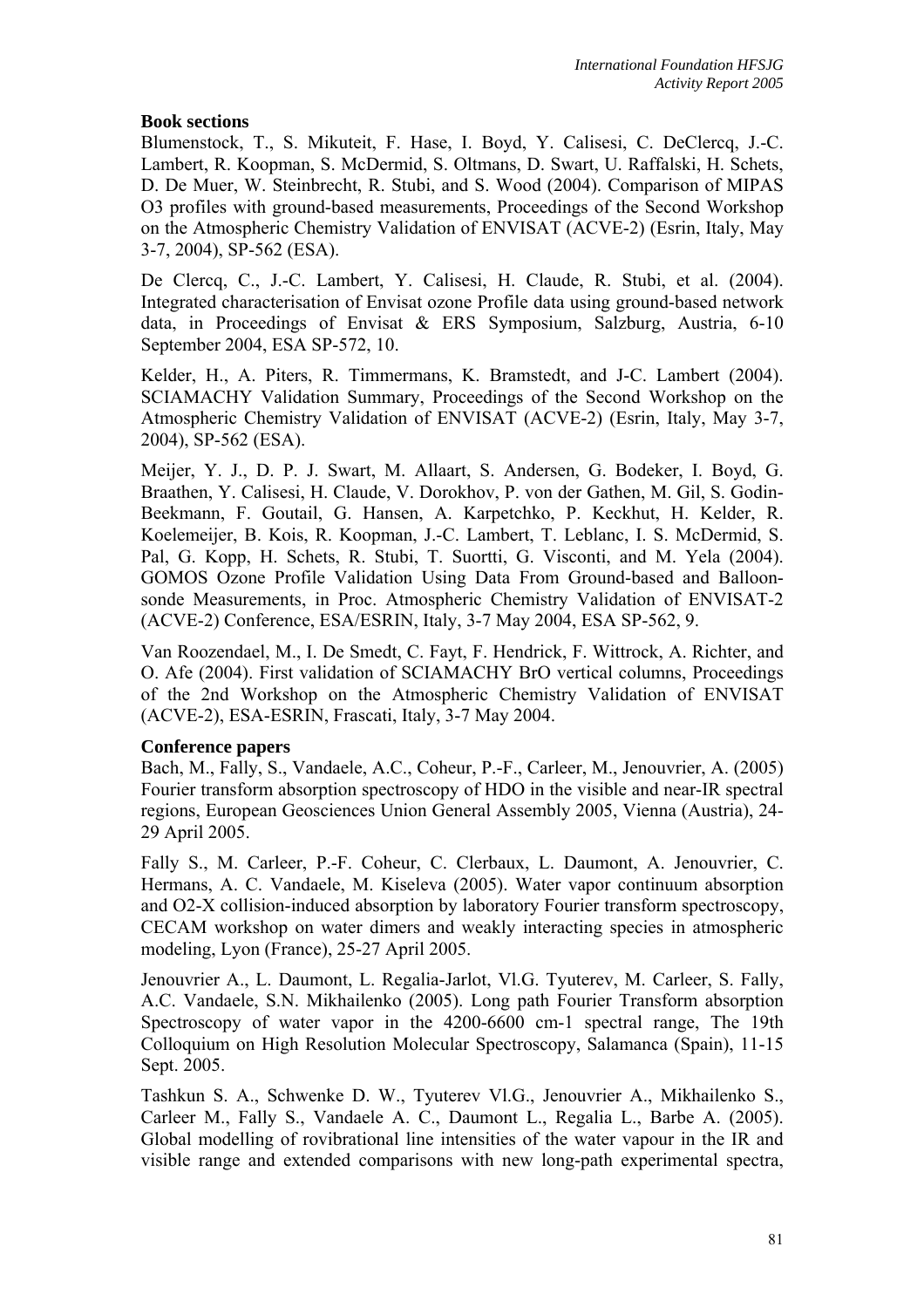**Book sections**

Blumenstock, T., S. Mikuteit, F. Hase, I. Boyd, Y. Calisesi, C. DeClercq, J.-C. Lambert, R. Koopman, S. McDermid, S. Oltmans, D. Swart, U. Raffalski, H. Schets, D. De Muer, W. Steinbrecht, R. Stubi, and S. Wood (2004). Comparison of MIPAS O3 profiles with ground-based measurements, Proceedings of the Second Workshop on the Atmospheric Chemistry Validation of ENVISAT (ACVE-2) (Esrin, Italy, May 3-7, 2004), SP-562 (ESA).

De Clercq, C., J.-C. Lambert, Y. Calisesi, H. Claude, R. Stubi, et al. (2004). Integrated characterisation of Envisat ozone Profile data using ground-based network data, in Proceedings of Envisat & ERS Symposium, Salzburg, Austria, 6-10 September 2004, ESA SP-572, 10.

Kelder, H., A. Piters, R. Timmermans, K. Bramstedt, and J-C. Lambert (2004). SCIAMACHY Validation Summary, Proceedings of the Second Workshop on the Atmospheric Chemistry Validation of ENVISAT (ACVE-2) (Esrin, Italy, May 3-7, 2004), SP-562 (ESA).

Meijer, Y. J., D. P. J. Swart, M. Allaart, S. Andersen, G. Bodeker, I. Boyd, G. Braathen, Y. Calisesi, H. Claude, V. Dorokhov, P. von der Gathen, M. Gil, S. Godin-Beekmann, F. Goutail, G. Hansen, A. Karpetchko, P. Keckhut, H. Kelder, R. Koelemeijer, B. Kois, R. Koopman, J.-C. Lambert, T. Leblanc, I. S. McDermid, S. Pal, G. Kopp, H. Schets, R. Stubi, T. Suortti, G. Visconti, and M. Yela (2004). GOMOS Ozone Profile Validation Using Data From Ground-based and Balloon-sonde Measurements, in Proc. Atmospheric Chemistry Validation of ENVISAT-2 (ACVE-2) Conference, ESA/ESRIN, Italy, 3-7 May 2004, ESA SP-562, 9.

Van Roozendael, M., I. De Smedt, C. Fayt, F. Hendrick, F. Wittrock, A. Richter, and O. Afe (2004). First validation of SCIAMACHY BrO vertical columns, Proceedings of the 2nd Workshop on the Atmospheric Chemistry Validation of ENVISAT (ACVE-2), ESA-ESRIN, Frascati, Italy, 3-7 May 2004.

**Conference papers**

Bach, M., Fally, S., Vandaele, A.C., Coheur, P.-F., Carleer, M., Jenouvrier, A. (2005) Fourier transform absorption spectroscopy of HDO in the visible and near-IR spectral regions, European Geosciences Union General Assembly 2005, Vienna (Austria), 24-29 April 2005.

Fally S., M. Carleer, P.-F. Coheur, C. Clerbaux, L. Daumont, A. Jenouvrier, C. Hermans, A. C. Vandaele, M. Kiseleva (2005). Water vapor continuum absorption and O2-X collision-induced absorption by laboratory Fourier transform spectroscopy, CECAM workshop on water dimers and weakly interacting species in atmospheric modeling, Lyon (France), 25-27 April 2005.

Jenouvrier A., L. Daumont, L. Regalia-Jarlot, Vl.G. Tyuterev, M. Carleer, S. Fally, A.C. Vandaele, S.N. Mikhailenko (2005). Long path Fourier Transform absorption Spectroscopy of water vapor in the 4200-6600 cm-1 spectral range, The 19th Colloquium on High Resolution Molecular Spectroscopy, Salamanca (Spain), 11-15 Sept. 2005.

Tashkun S. A., Schwenke D. W., Tyuterev Vl.G., Jenouvrier A., Mikhailenko S., Carleer M., Fally S., Vandaele A. C., Daumont L., Regalia L., Barbe A. (2005). Global modelling of rovibrational line intensities of the water vapour in the IR and visible range and extended comparisons with new long-path experimental spectra,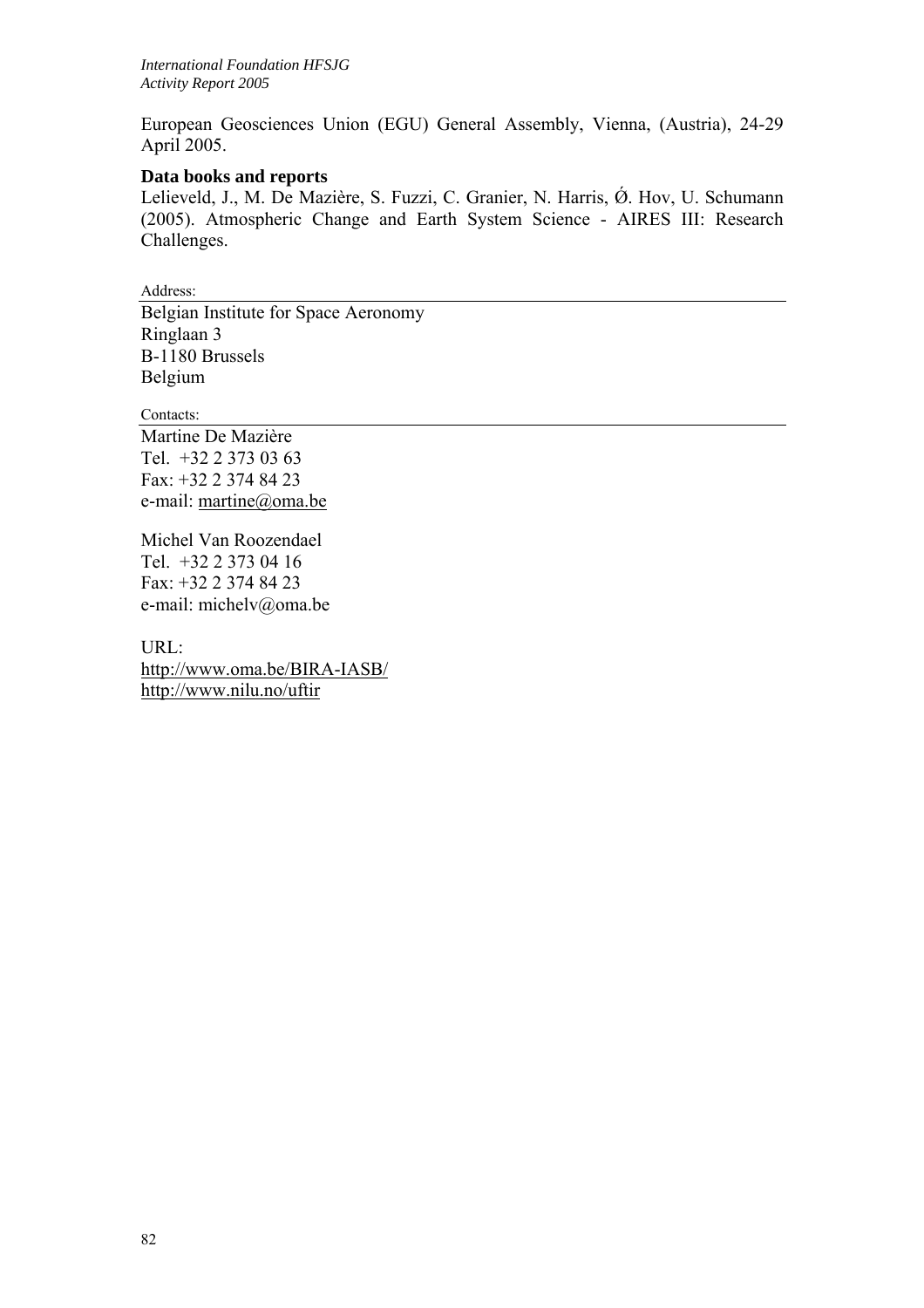European Geosciences Union (EGU) General Assembly, Vienna, (Austria), 24-29 April 2005.

**Data books and reports**

Lelieveld, J., M. De Mazière, S. Fuzzi, C. Granier, N. Harris, Ǿ. Hov, U. Schumann (2005). Atmospheric Change and Earth System Science - AIRES III: Research Challenges.

Address:

Belgian Institute for Space Aeronomy
Ringlaan 3
B-1180 Brussels
Belgium

Contacts:

Martine De Mazière
Tel. +32 2 373 03 63
Fax: +32 2 374 84 23
e-mail: martine@oma.be

Michel Van Roozendael
Tel. +32 2 373 04 16
Fax: +32 2 374 84 23
e-mail: michelv@oma.be

URL:
http://www.oma.be/BIRA-IASB/
http://www.nilu.no/uftir